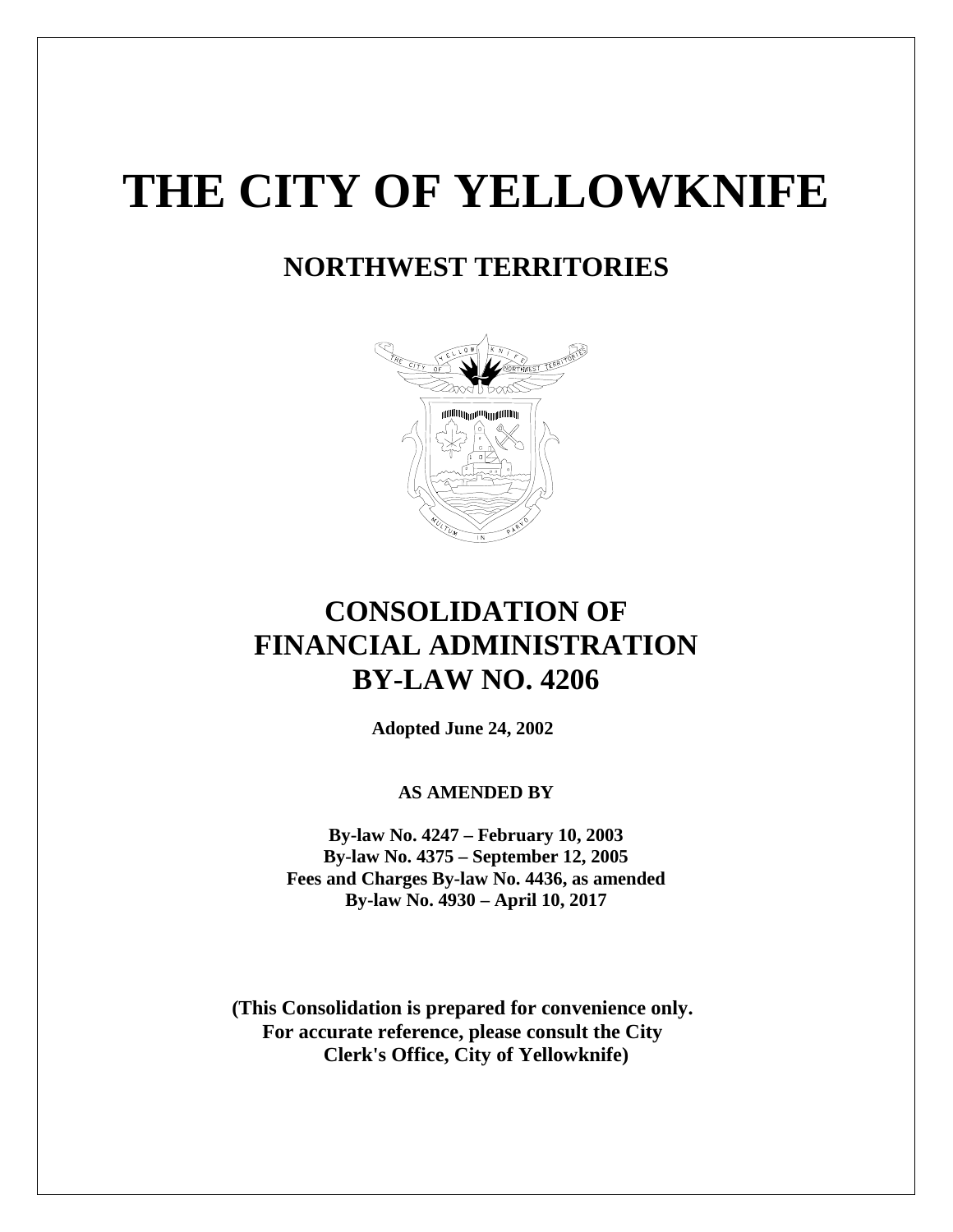# THE CITY OF YELLOWKNIFE

## NORTHWEST TERRITORIES

# CONSOLIDATION OF FINANCIAL ADMINISTRATION BY-LAW NO. 4206

**Adopted June 24, 2002**

**AS AMENDED BY**

**By-law No. 4247 – February 10, 2003**
**By-law No. 4375 – September 12, 2005**
**Fees and Charges By-law No. 4436, as amended**
**By-law No. 4930 – April 10, 2017**

**(This Consolidation is prepared for convenience only. For accurate reference, please consult the City Clerk's Office, City of Yellowknife)**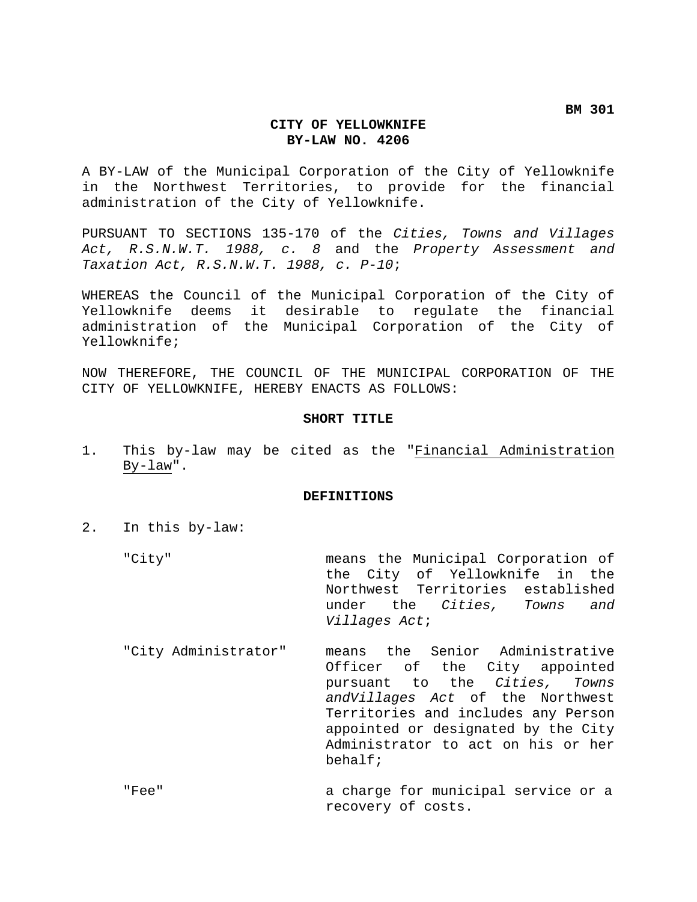**BM 301**

**CITY OF YELLOWKNIFE**
**BY-LAW NO. 4206**

A BY-LAW of the Municipal Corporation of the City of Yellowknife in the Northwest Territories, to provide for the financial administration of the City of Yellowknife.

PURSUANT TO SECTIONS 135-170 of the *Cities, Towns and Villages Act, R.S.N.W.T. 1988, c. 8* and the *Property Assessment and Taxation Act, R.S.N.W.T. 1988, c. P-10*;

WHEREAS the Council of the Municipal Corporation of the City of Yellowknife deems it desirable to regulate the financial administration of the Municipal Corporation of the City of Yellowknife;

NOW THEREFORE, THE COUNCIL OF THE MUNICIPAL CORPORATION OF THE CITY OF YELLOWKNIFE, HEREBY ENACTS AS FOLLOWS:

**SHORT TITLE**

1. This by-law may be cited as the "Financial Administration By-law".

**DEFINITIONS**

2. In this by-law:

"City" means the Municipal Corporation of the City of Yellowknife in the Northwest Territories established under the *Cities, Towns and Villages Act*;

"City Administrator" means the Senior Administrative Officer of the City appointed pursuant to the *Cities, Towns andVillages Act* of the Northwest Territories and includes any Person appointed or designated by the City Administrator to act on his or her behalf;

"Fee" a charge for municipal service or a recovery of costs.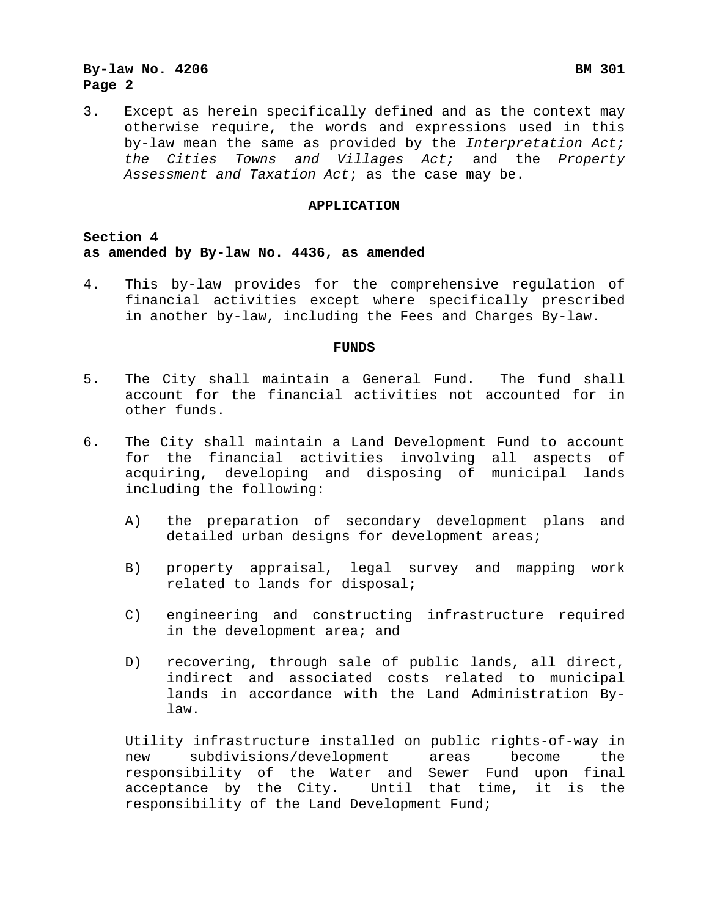3. Except as herein specifically defined and as the context may otherwise require, the words and expressions used in this by-law mean the same as provided by the *Interpretation Act; the Cities Towns and Villages Act;* and the *Property Assessment and Taxation Act*; as the case may be.

## APPLICATION

**Section 4**
**as amended by By-law No. 4436, as amended**

4. This by-law provides for the comprehensive regulation of financial activities except where specifically prescribed in another by-law, including the Fees and Charges By-law.

## FUNDS

5. The City shall maintain a General Fund. The fund shall account for the financial activities not accounted for in other funds.

6. The City shall maintain a Land Development Fund to account for the financial activities involving all aspects of acquiring, developing and disposing of municipal lands including the following:

   A) the preparation of secondary development plans and detailed urban designs for development areas;

   B) property appraisal, legal survey and mapping work related to lands for disposal;

   C) engineering and constructing infrastructure required in the development area; and

   D) recovering, through sale of public lands, all direct, indirect and associated costs related to municipal lands in accordance with the Land Administration By-law.

   Utility infrastructure installed on public rights-of-way in new subdivisions/development areas become the responsibility of the Water and Sewer Fund upon final acceptance by the City. Until that time, it is the responsibility of the Land Development Fund;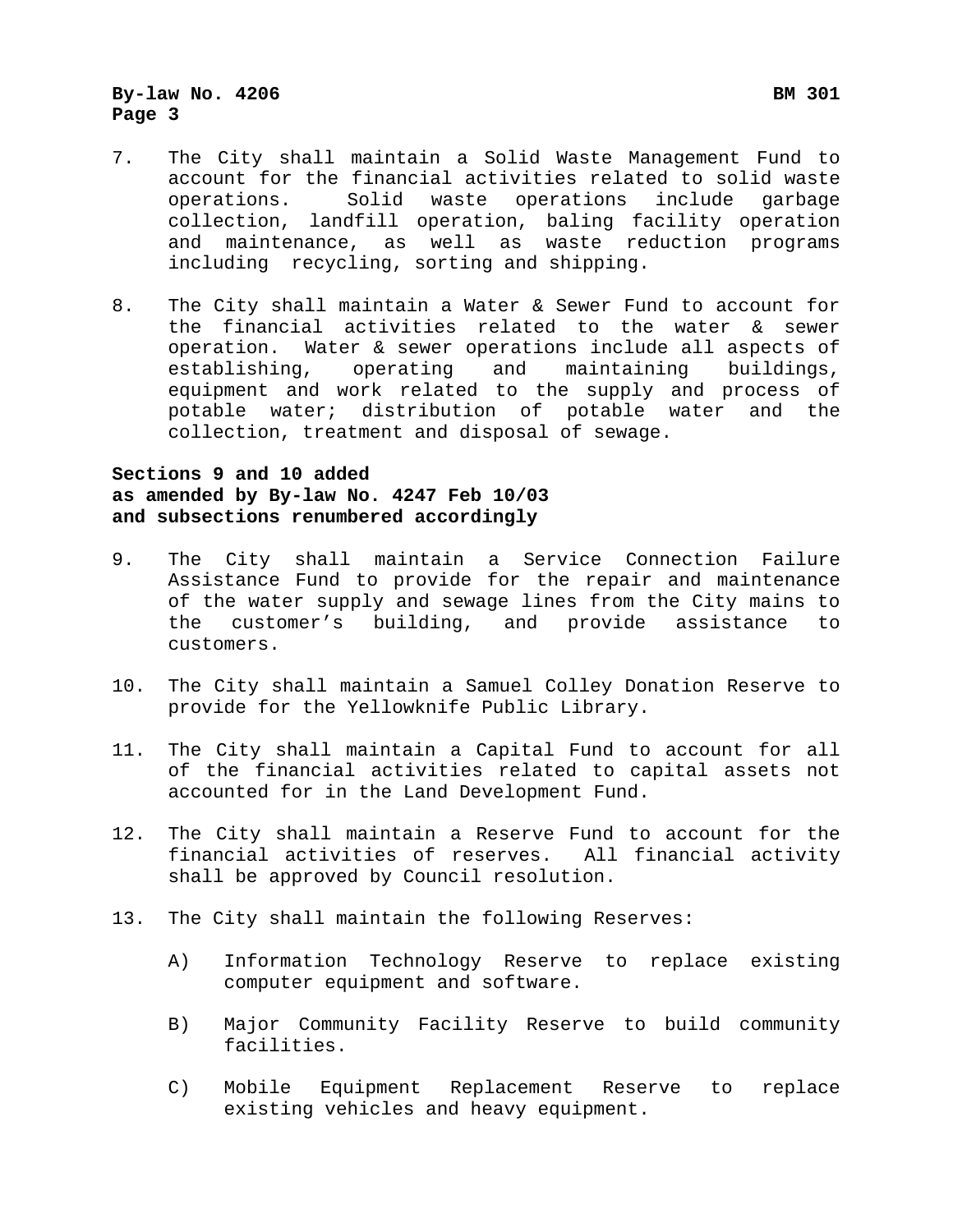7. The City shall maintain a Solid Waste Management Fund to account for the financial activities related to solid waste operations. Solid waste operations include garbage collection, landfill operation, baling facility operation and maintenance, as well as waste reduction programs including recycling, sorting and shipping.

8. The City shall maintain a Water & Sewer Fund to account for the financial activities related to the water & sewer operation. Water & sewer operations include all aspects of establishing, operating and maintaining buildings, equipment and work related to the supply and process of potable water; distribution of potable water and the collection, treatment and disposal of sewage.

**Sections 9 and 10 added**
**as amended by By-law No. 4247 Feb 10/03**
**and subsections renumbered accordingly**

9. The City shall maintain a Service Connection Failure Assistance Fund to provide for the repair and maintenance of the water supply and sewage lines from the City mains to the customer's building, and provide assistance to customers.

10. The City shall maintain a Samuel Colley Donation Reserve to provide for the Yellowknife Public Library.

11. The City shall maintain a Capital Fund to account for all of the financial activities related to capital assets not accounted for in the Land Development Fund.

12. The City shall maintain a Reserve Fund to account for the financial activities of reserves. All financial activity shall be approved by Council resolution.

13. The City shall maintain the following Reserves:

    A) Information Technology Reserve to replace existing computer equipment and software.

    B) Major Community Facility Reserve to build community facilities.

    C) Mobile Equipment Replacement Reserve to replace existing vehicles and heavy equipment.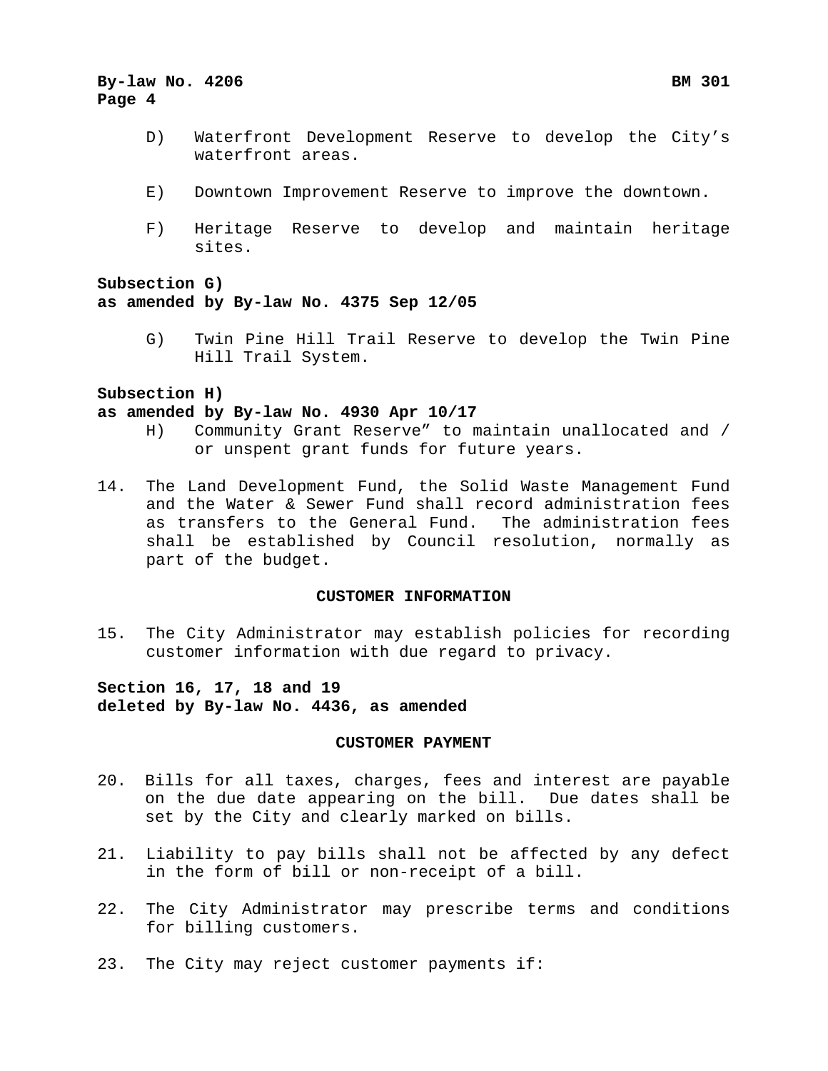D) Waterfront Development Reserve to develop the City's waterfront areas.

E) Downtown Improvement Reserve to improve the downtown.

F) Heritage Reserve to develop and maintain heritage sites.

**Subsection G)**
**as amended by By-law No. 4375 Sep 12/05**

G) Twin Pine Hill Trail Reserve to develop the Twin Pine Hill Trail System.

**Subsection H)**
**as amended by By-law No. 4930 Apr 10/17**

H) Community Grant Reserve" to maintain unallocated and / or unspent grant funds for future years.

14. The Land Development Fund, the Solid Waste Management Fund and the Water & Sewer Fund shall record administration fees as transfers to the General Fund. The administration fees shall be established by Council resolution, normally as part of the budget.

## CUSTOMER INFORMATION

15. The City Administrator may establish policies for recording customer information with due regard to privacy.

**Section 16, 17, 18 and 19**
**deleted by By-law No. 4436, as amended**

## CUSTOMER PAYMENT

20. Bills for all taxes, charges, fees and interest are payable on the due date appearing on the bill. Due dates shall be set by the City and clearly marked on bills.

21. Liability to pay bills shall not be affected by any defect in the form of bill or non-receipt of a bill.

22. The City Administrator may prescribe terms and conditions for billing customers.

23. The City may reject customer payments if: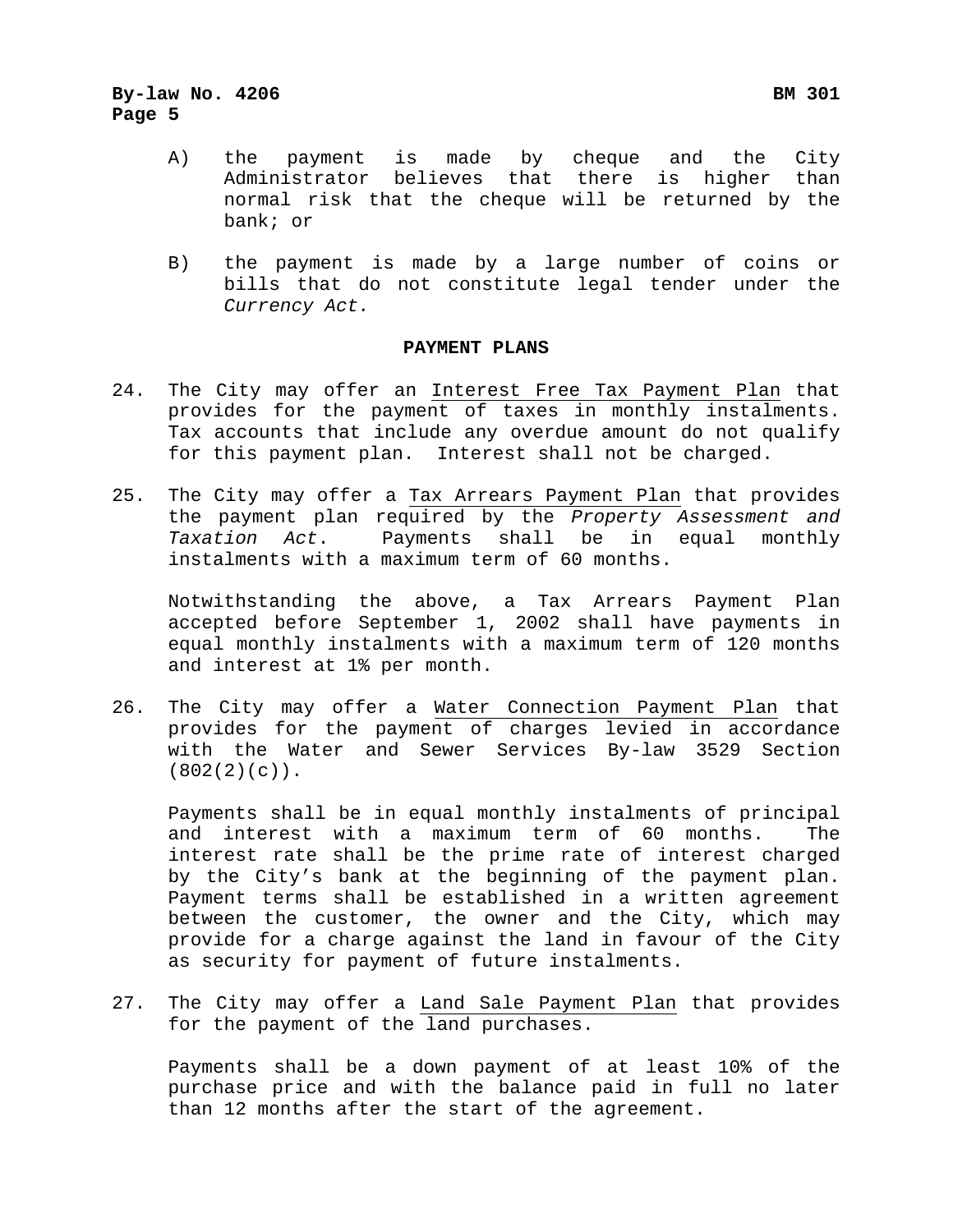A) the payment is made by cheque and the City Administrator believes that there is higher than normal risk that the cheque will be returned by the bank; or

B) the payment is made by a large number of coins or bills that do not constitute legal tender under the *Currency Act.*

## PAYMENT PLANS

24. The City may offer an Interest Free Tax Payment Plan that provides for the payment of taxes in monthly instalments. Tax accounts that include any overdue amount do not qualify for this payment plan. Interest shall not be charged.

25. The City may offer a Tax Arrears Payment Plan that provides the payment plan required by the *Property Assessment and Taxation Act*. Payments shall be in equal monthly instalments with a maximum term of 60 months.

    Notwithstanding the above, a Tax Arrears Payment Plan accepted before September 1, 2002 shall have payments in equal monthly instalments with a maximum term of 120 months and interest at 1% per month.

26. The City may offer a Water Connection Payment Plan that provides for the payment of charges levied in accordance with the Water and Sewer Services By-law 3529 Section (802(2)(c)).

    Payments shall be in equal monthly instalments of principal and interest with a maximum term of 60 months. The interest rate shall be the prime rate of interest charged by the City's bank at the beginning of the payment plan. Payment terms shall be established in a written agreement between the customer, the owner and the City, which may provide for a charge against the land in favour of the City as security for payment of future instalments.

27. The City may offer a Land Sale Payment Plan that provides for the payment of the land purchases.

    Payments shall be a down payment of at least 10% of the purchase price and with the balance paid in full no later than 12 months after the start of the agreement.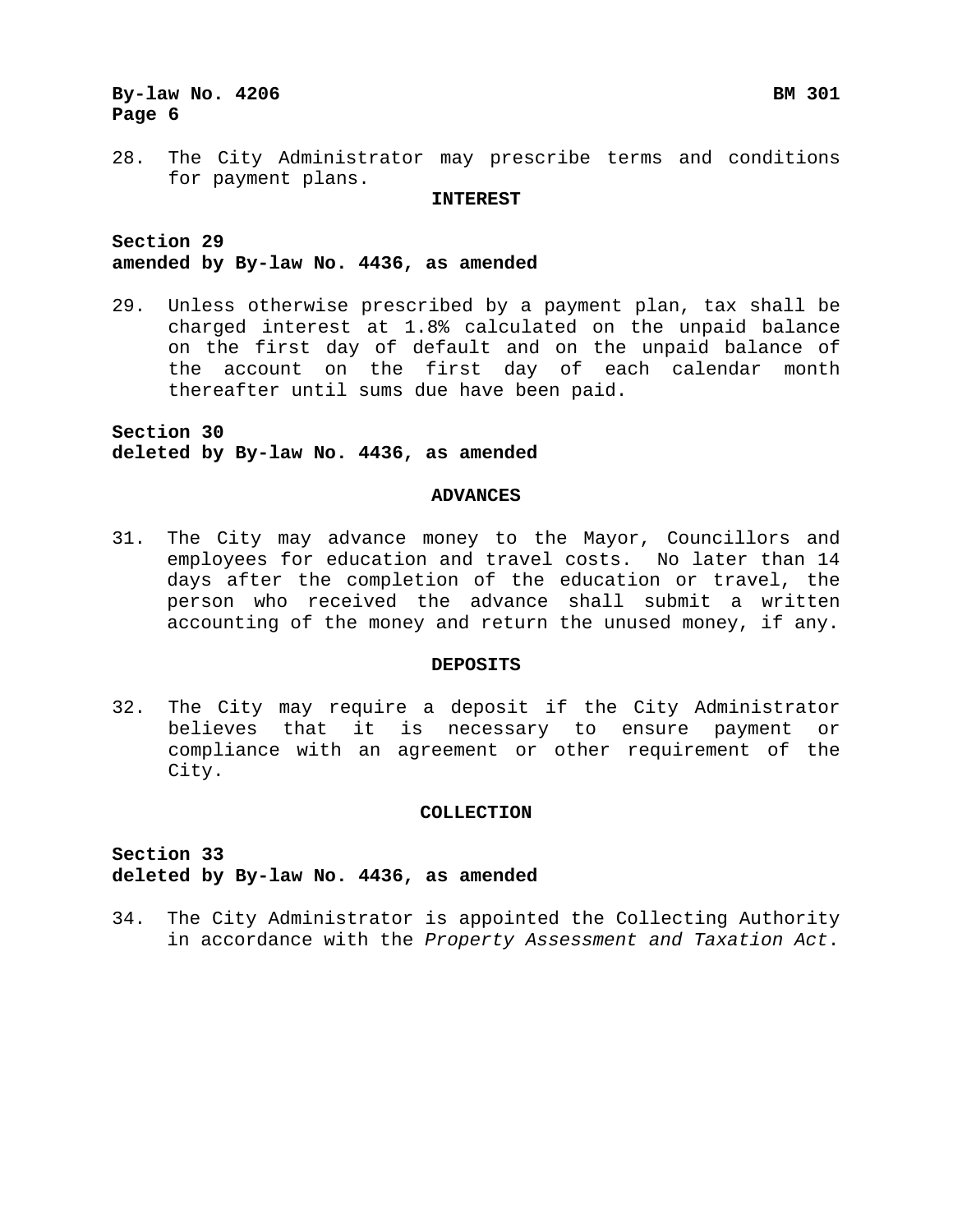28. The City Administrator may prescribe terms and conditions for payment plans.

## INTEREST

**Section 29**
**amended by By-law No. 4436, as amended**

29. Unless otherwise prescribed by a payment plan, tax shall be charged interest at 1.8% calculated on the unpaid balance on the first day of default and on the unpaid balance of the account on the first day of each calendar month thereafter until sums due have been paid.

**Section 30**
**deleted by By-law No. 4436, as amended**

## ADVANCES

31. The City may advance money to the Mayor, Councillors and employees for education and travel costs. No later than 14 days after the completion of the education or travel, the person who received the advance shall submit a written accounting of the money and return the unused money, if any.

## DEPOSITS

32. The City may require a deposit if the City Administrator believes that it is necessary to ensure payment or compliance with an agreement or other requirement of the City.

## COLLECTION

**Section 33**
**deleted by By-law No. 4436, as amended**

34. The City Administrator is appointed the Collecting Authority in accordance with the *Property Assessment and Taxation Act*.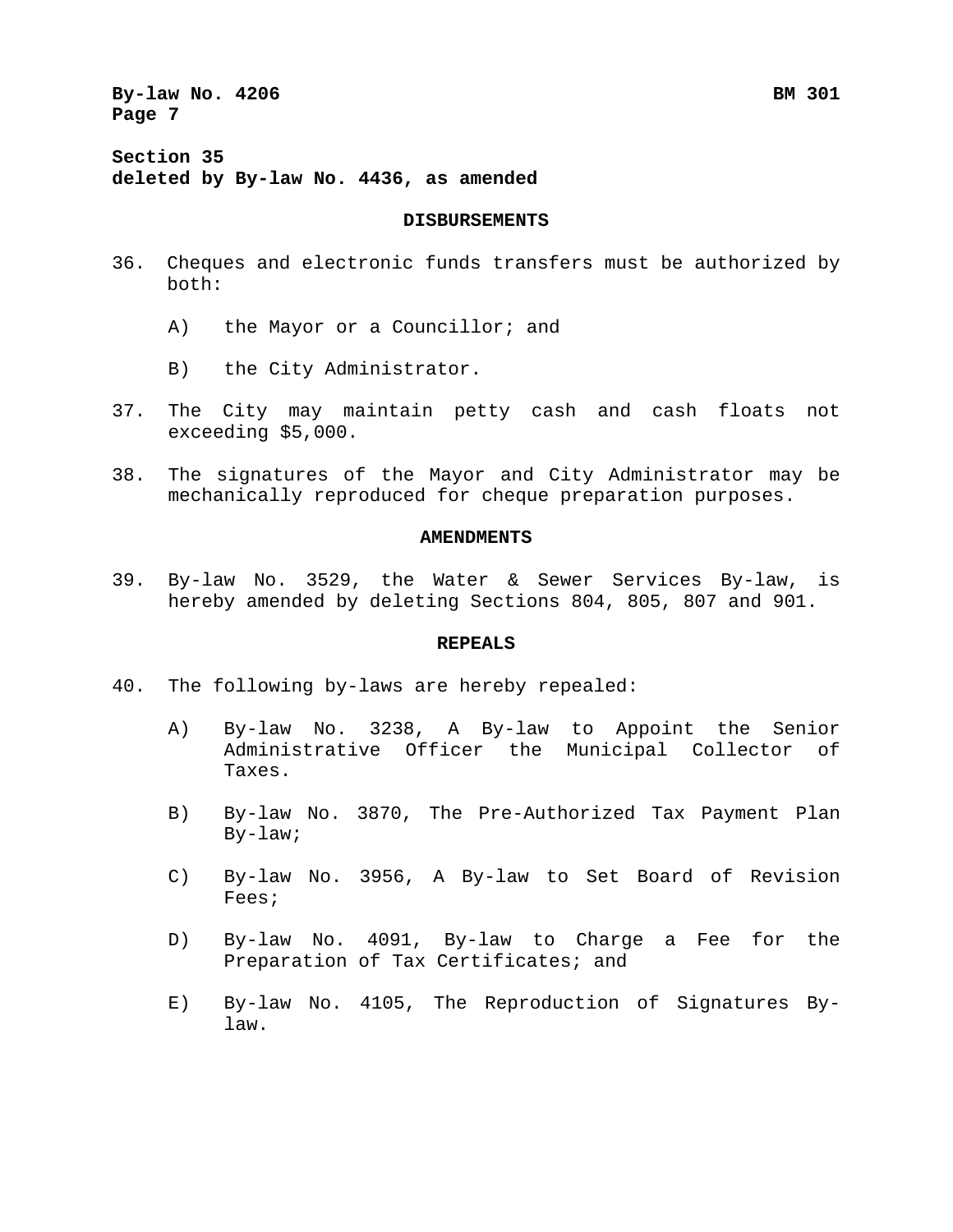**Section 35**
**deleted by By-law No. 4436, as amended**

## DISBURSEMENTS

36. Cheques and electronic funds transfers must be authorized by both:

    A) the Mayor or a Councillor; and

    B) the City Administrator.

37. The City may maintain petty cash and cash floats not exceeding $5,000.

38. The signatures of the Mayor and City Administrator may be mechanically reproduced for cheque preparation purposes.

## AMENDMENTS

39. By-law No. 3529, the Water & Sewer Services By-law, is hereby amended by deleting Sections 804, 805, 807 and 901.

## REPEALS

40. The following by-laws are hereby repealed:

    A) By-law No. 3238, A By-law to Appoint the Senior Administrative Officer the Municipal Collector of Taxes.

    B) By-law No. 3870, The Pre-Authorized Tax Payment Plan By-law;

    C) By-law No. 3956, A By-law to Set Board of Revision Fees;

    D) By-law No. 4091, By-law to Charge a Fee for the Preparation of Tax Certificates; and

    E) By-law No. 4105, The Reproduction of Signatures By-law.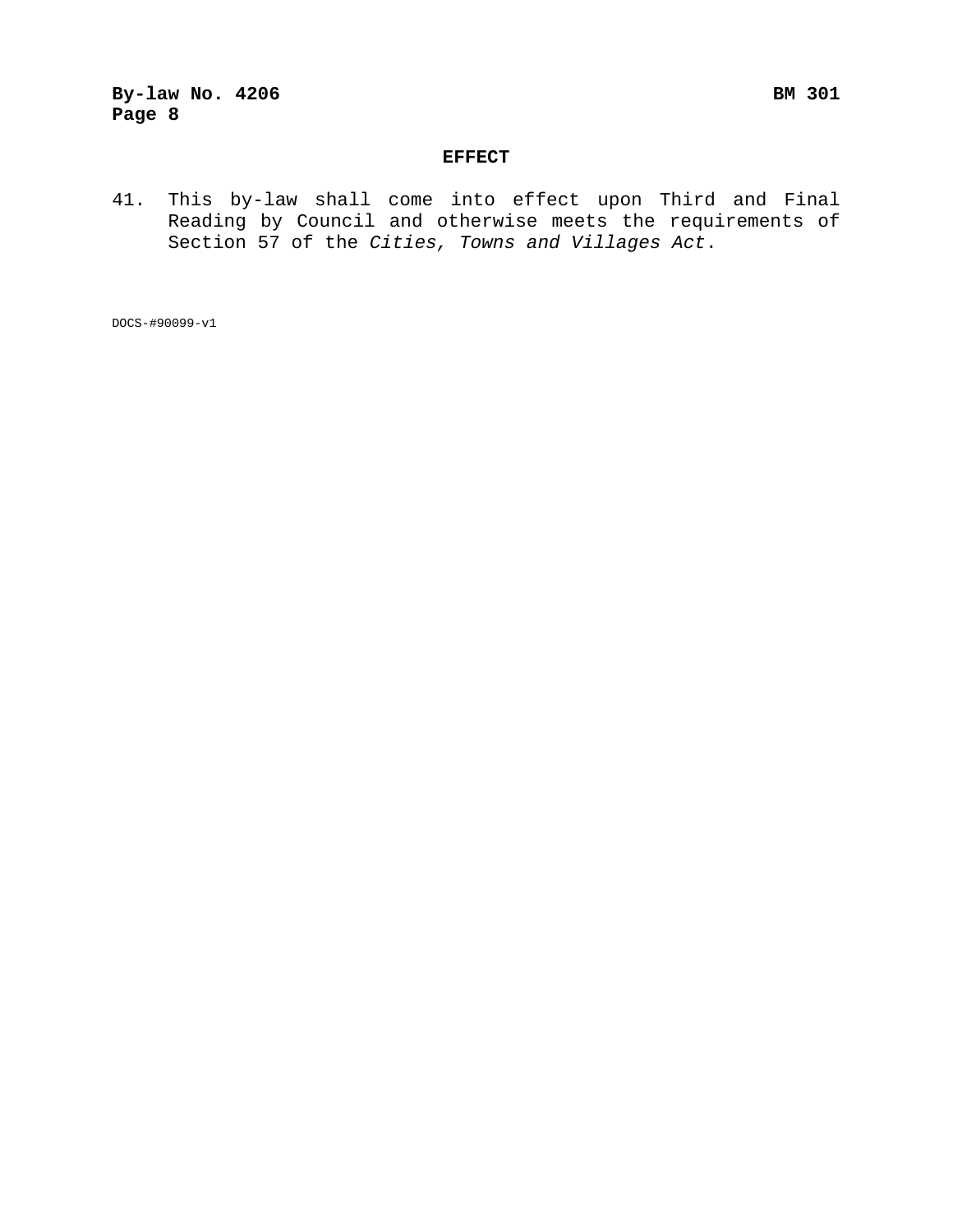## EFFECT

41. This by-law shall come into effect upon Third and Final Reading by Council and otherwise meets the requirements of Section 57 of the *Cities, Towns and Villages Act*.

DOCS-#90099-v1